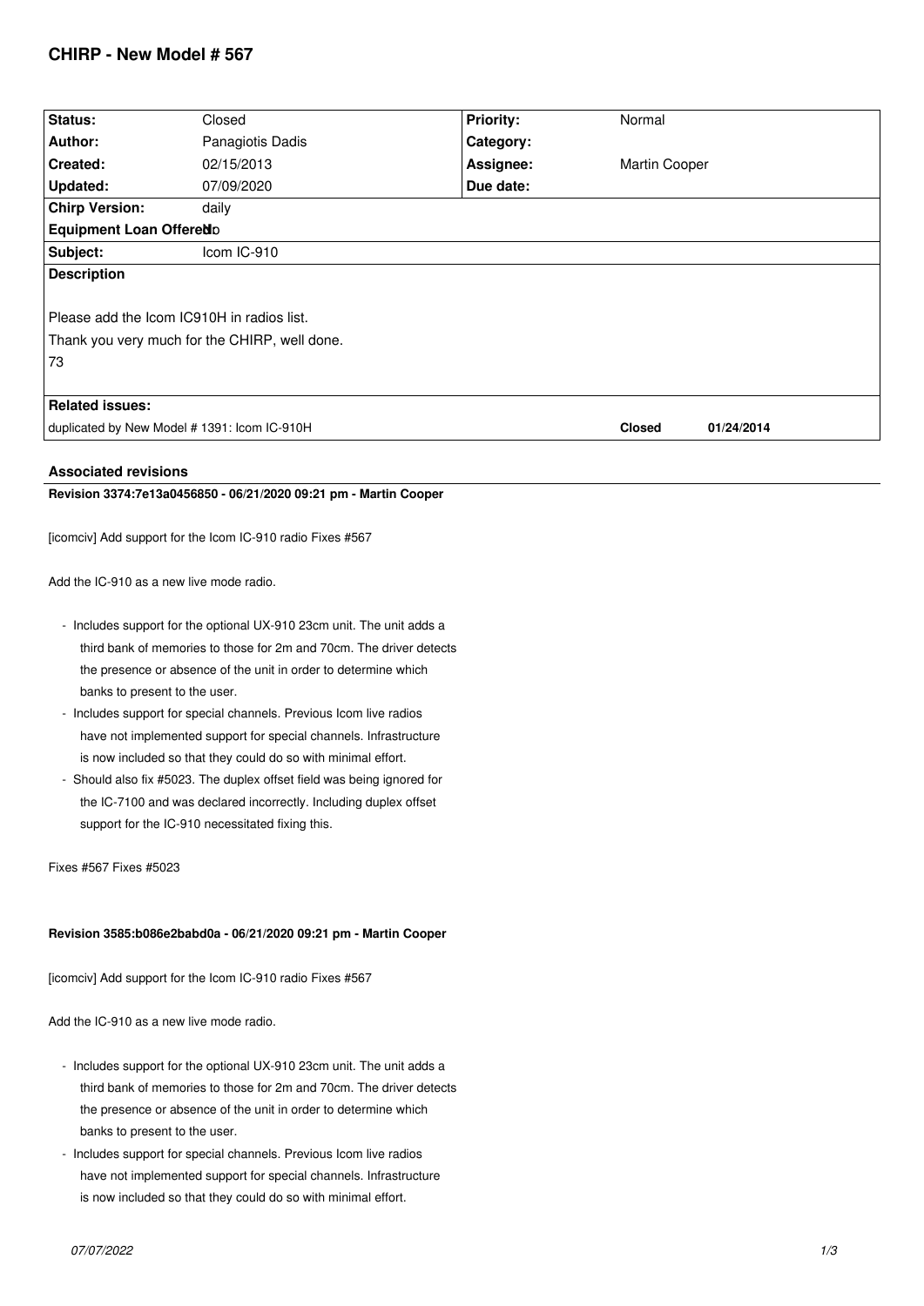# CHIRP - New Model # 567

| Status: | Closed | Priority: | Normal |
|---|---|---|---|
| Author: | Panagiotis Dadis | Category: | |
| Created: | 02/15/2013 | Assignee: | Martin Cooper |
| Updated: | 07/09/2020 | Due date: | |
| Chirp Version: | daily | | |
| Equipment Loan Offered: | No | | |
| Subject: | Icom IC-910 | | |

**Description**

Please add the Icom IC910H in radios list.

Thank you very much for the CHIRP, well done.

73

**Related issues:**

| | | |
|---|---|---|
| duplicated by New Model # 1391: Icom IC-910H | **Closed** | **01/24/2014** |

## Associated revisions

**Revision 3374:7e13a0456850 - 06/21/2020 09:21 pm - Martin Cooper**

[icomciv] Add support for the Icom IC-910 radio Fixes #567

Add the IC-910 as a new live mode radio.

- Includes support for the optional UX-910 23cm unit. The unit adds a third bank of memories to those for 2m and 70cm. The driver detects the presence or absence of the unit in order to determine which banks to present to the user.
- Includes support for special channels. Previous Icom live radios have not implemented support for special channels. Infrastructure is now included so that they could do so with minimal effort.
- Should also fix #5023. The duplex offset field was being ignored for the IC-7100 and was declared incorrectly. Including duplex offset support for the IC-910 necessitated fixing this.

Fixes #567 Fixes #5023

**Revision 3585:b086e2babd0a - 06/21/2020 09:21 pm - Martin Cooper**

[icomciv] Add support for the Icom IC-910 radio Fixes #567

Add the IC-910 as a new live mode radio.

- Includes support for the optional UX-910 23cm unit. The unit adds a third bank of memories to those for 2m and 70cm. The driver detects the presence or absence of the unit in order to determine which banks to present to the user.
- Includes support for special channels. Previous Icom live radios have not implemented support for special channels. Infrastructure is now included so that they could do so with minimal effort.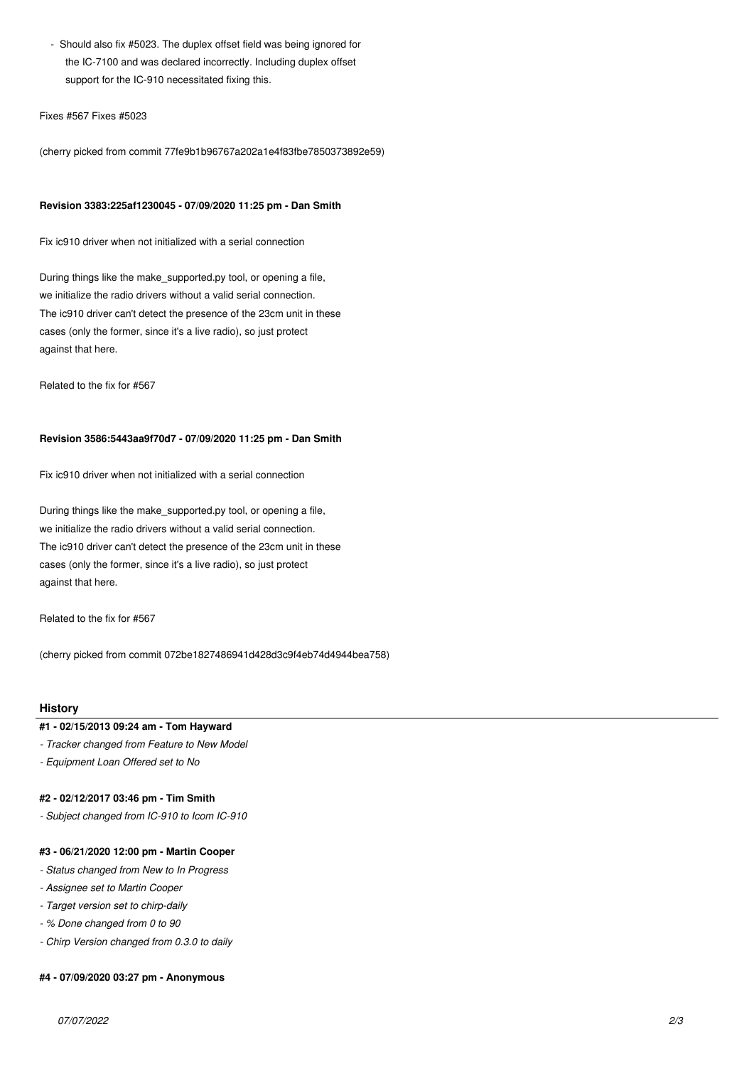- Should also fix #5023. The duplex offset field was being ignored for the IC-7100 and was declared incorrectly. Including duplex offset support for the IC-910 necessitated fixing this.

Fixes #567 Fixes #5023

(cherry picked from commit 77fe9b1b96767a202a1e4f83fbe7850373892e59)

#### Revision 3383:225af1230045 - 07/09/2020 11:25 pm - Dan Smith

Fix ic910 driver when not initialized with a serial connection

During things like the make_supported.py tool, or opening a file, we initialize the radio drivers without a valid serial connection. The ic910 driver can't detect the presence of the 23cm unit in these cases (only the former, since it's a live radio), so just protect against that here.

Related to the fix for #567

#### Revision 3586:5443aa9f70d7 - 07/09/2020 11:25 pm - Dan Smith

Fix ic910 driver when not initialized with a serial connection

During things like the make_supported.py tool, or opening a file, we initialize the radio drivers without a valid serial connection. The ic910 driver can't detect the presence of the 23cm unit in these cases (only the former, since it's a live radio), so just protect against that here.

Related to the fix for #567

(cherry picked from commit 072be1827486941d428d3c9f4eb74d4944bea758)

## History

#### #1 - 02/15/2013 09:24 am - Tom Hayward

- *Tracker changed from Feature to New Model*
- *Equipment Loan Offered set to No*

#### #2 - 02/12/2017 03:46 pm - Tim Smith

- *Subject changed from IC-910 to Icom IC-910*

#### #3 - 06/21/2020 12:00 pm - Martin Cooper

- *Status changed from New to In Progress*
- *Assignee set to Martin Cooper*
- *Target version set to chirp-daily*
- *% Done changed from 0 to 90*
- *Chirp Version changed from 0.3.0 to daily*

#### #4 - 07/09/2020 03:27 pm - Anonymous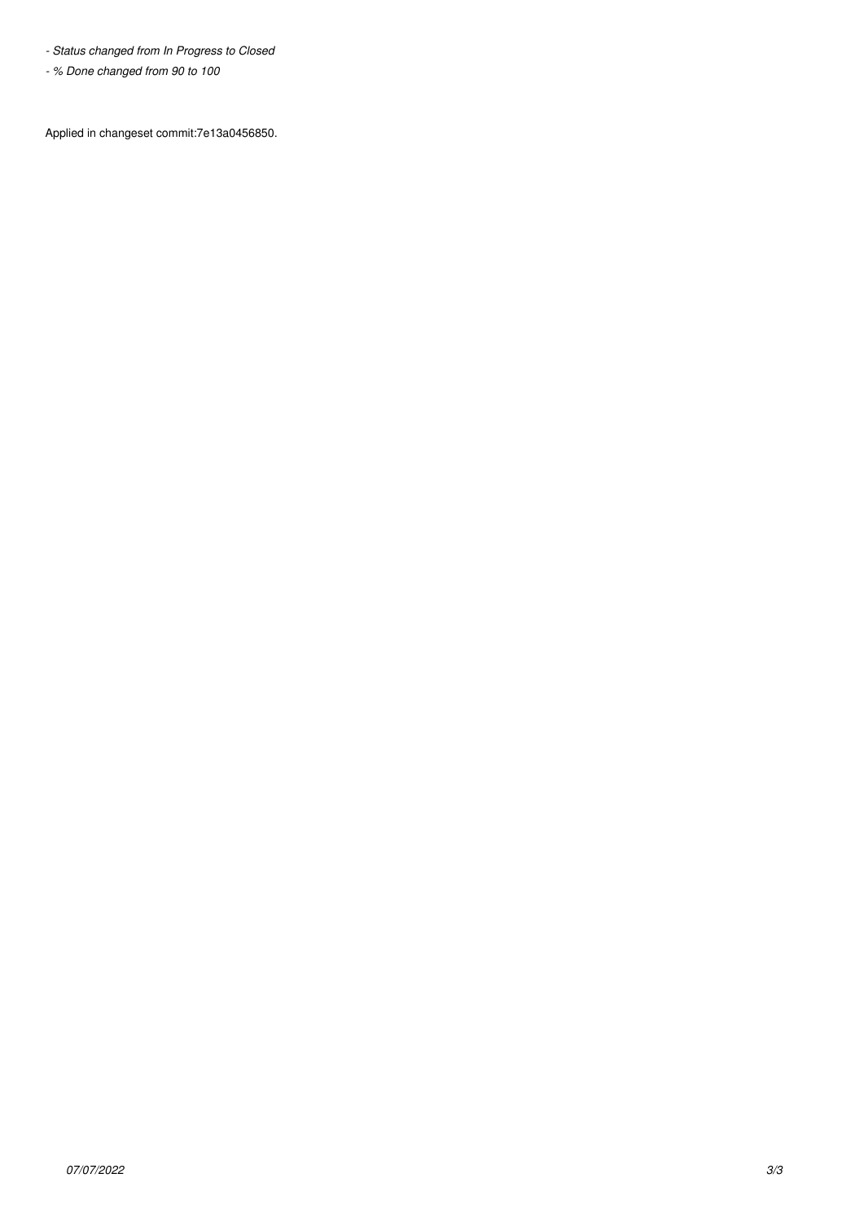- *Status changed from In Progress to Closed*
- *% Done changed from 90 to 100*

Applied in changeset commit:7e13a0456850.